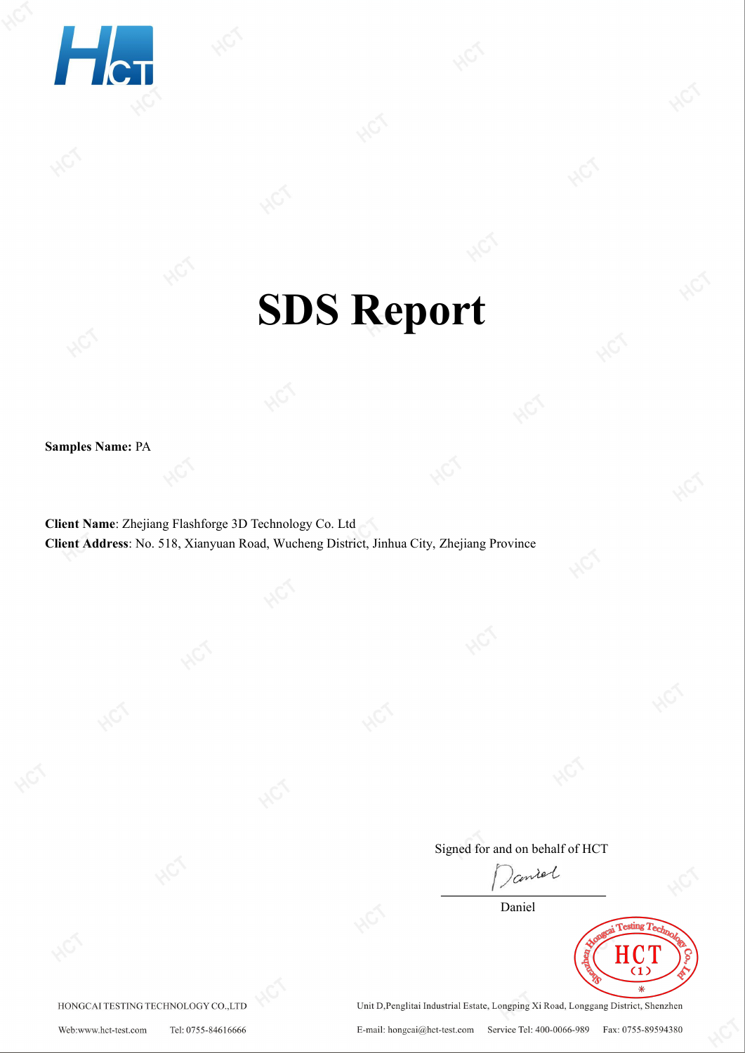# SDS Report

**Samples Name:** PA

**Client Name**: Zhejiang Flashforge 3D Technology Co. Ltd
**Client Address**: No. 518, Xianyuan Road, Wucheng District, Jinhua City, Zhejiang Province

Signed for and on behalf of HCT

Daniel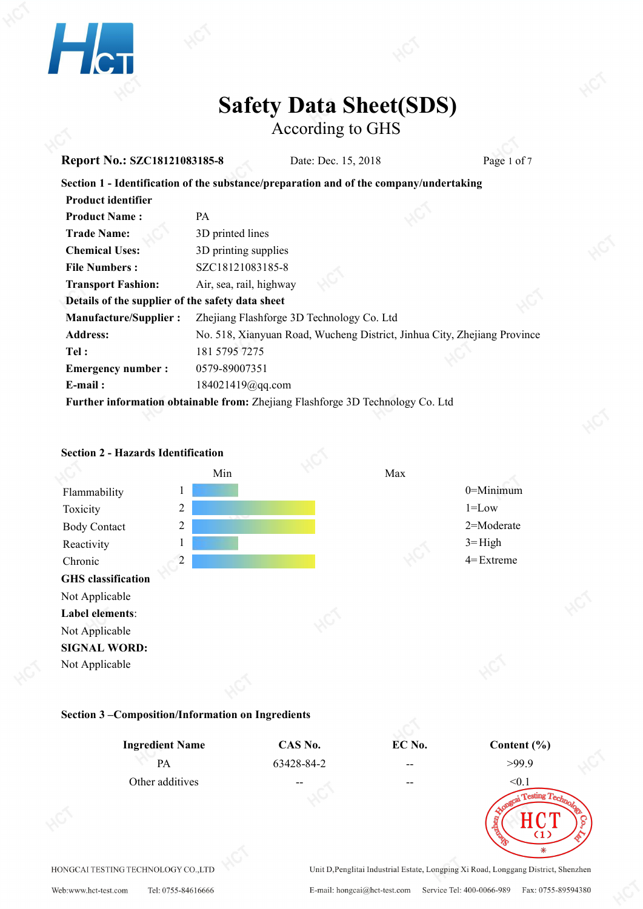# Safety Data Sheet(SDS)

According to GHS

**Report No.: SZC18121083185-8** Date: Dec. 15, 2018

**Section 1 - Identification of the substance/preparation and of the company/undertaking**

**Product identifier**

| | |
|---|---|
| **Product Name :** | PA |
| **Trade Name:** | 3D printed lines |
| **Chemical Uses:** | 3D printing supplies |
| **File Numbers :** | SZC18121083185-8 |
| **Transport Fashion:** | Air, sea, rail, highway |

**Details of the supplier of the safety data sheet**

| | |
|---|---|
| **Manufacture/Supplier :** | Zhejiang Flashforge 3D Technology Co. Ltd |
| **Address:** | No. 518, Xianyuan Road, Wucheng District, Jinhua City, Zhejiang Province |
| **Tel :** | 181 5795 7275 |
| **Emergency number :** | 0579-89007351 |
| **E-mail :** | 184021419@qq.com |

**Further information obtainable from:** Zhejiang Flashforge 3D Technology Co. Ltd

**Section 2 - Hazards Identification**

| | Min – Max |
|---|---|
| Flammability | 1 |
| Toxicity | 2 |
| Body Contact | 2 |
| Reactivity | 1 |
| Chronic | 2 |

0=Minimum
1=Low
2=Moderate
3=High
4=Extreme

**GHS classification**

Not Applicable

**Label elements**:

Not Applicable

**SIGNAL WORD:**

Not Applicable

**Section 3 –Composition/Information on Ingredients**

| Ingredient Name | CAS No. | EC No. | Content (%) |
|---|---|---|---|
| PA | 63428-84-2 | -- | >99.9 |
| Other additives | -- | -- | <0.1 |

HONGCAI TESTING TECHNOLOGY CO.,LTD Unit D,Penglitai Industrial Estate, Longping Xi Road, Longgang District, Shenzhen

Web:www.hct-test.com Tel: 0755-84616666 E-mail: hongcai@hct-test.com Service Tel: 400-0066-989 Fax: 0755-89594380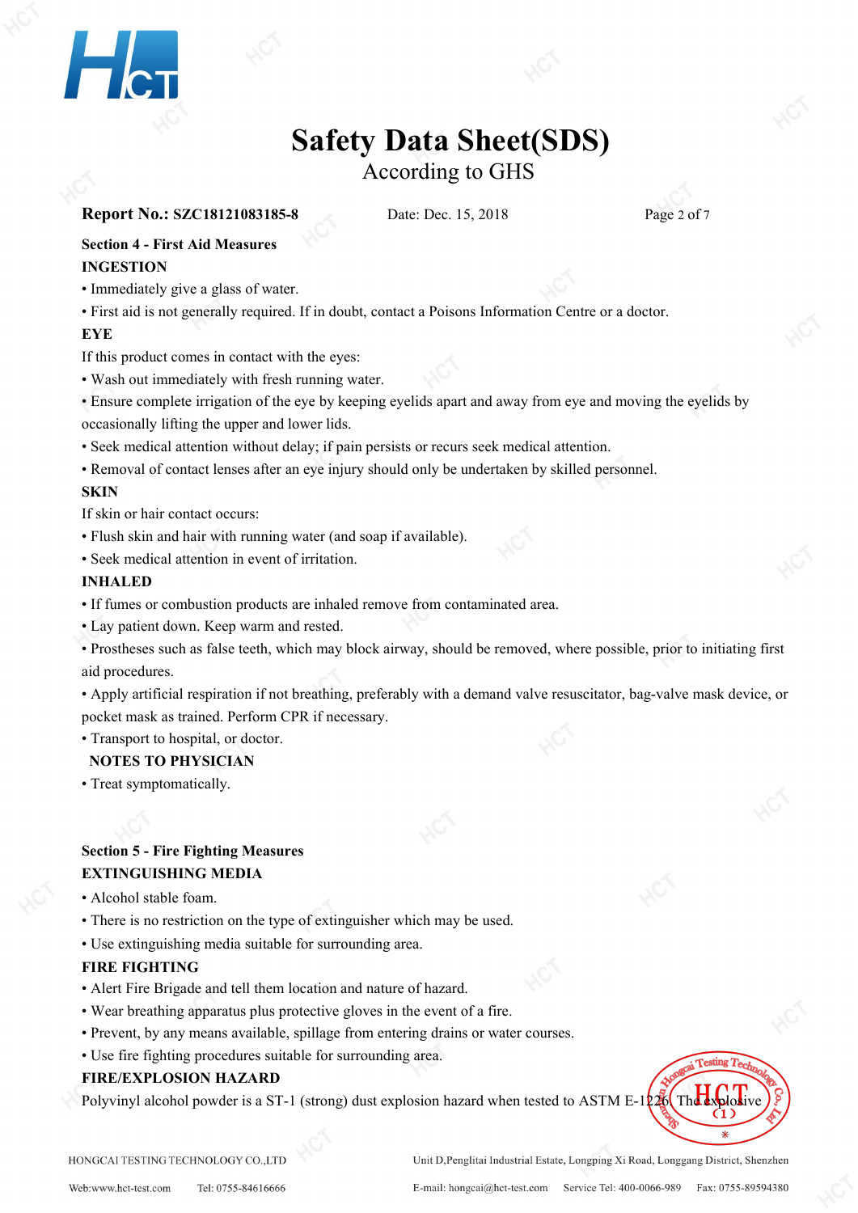# Safety Data Sheet(SDS)

According to GHS

**Report No.: SZC18121083185-8** Date: Dec. 15, 2018

## Section 4 - First Aid Measures

**INGESTION**

- Immediately give a glass of water.
- First aid is not generally required. If in doubt, contact a Poisons Information Centre or a doctor.

**EYE**

If this product comes in contact with the eyes:

- Wash out immediately with fresh running water.
- Ensure complete irrigation of the eye by keeping eyelids apart and away from eye and moving the eyelids by occasionally lifting the upper and lower lids.
- Seek medical attention without delay; if pain persists or recurs seek medical attention.
- Removal of contact lenses after an eye injury should only be undertaken by skilled personnel.

**SKIN**

If skin or hair contact occurs:

- Flush skin and hair with running water (and soap if available).
- Seek medical attention in event of irritation.

**INHALED**

- If fumes or combustion products are inhaled remove from contaminated area.
- Lay patient down. Keep warm and rested.
- Prostheses such as false teeth, which may block airway, should be removed, where possible, prior to initiating first aid procedures.
- Apply artificial respiration if not breathing, preferably with a demand valve resuscitator, bag-valve mask device, or pocket mask as trained. Perform CPR if necessary.
- Transport to hospital, or doctor.

**NOTES TO PHYSICIAN**

- Treat symptomatically.

## Section 5 - Fire Fighting Measures

**EXTINGUISHING MEDIA**

- Alcohol stable foam.
- There is no restriction on the type of extinguisher which may be used.
- Use extinguishing media suitable for surrounding area.

**FIRE FIGHTING**

- Alert Fire Brigade and tell them location and nature of hazard.
- Wear breathing apparatus plus protective gloves in the event of a fire.
- Prevent, by any means available, spillage from entering drains or water courses.
- Use fire fighting procedures suitable for surrounding area.

**FIRE/EXPLOSION HAZARD**

Polyvinyl alcohol powder is a ST-1 (strong) dust explosion hazard when tested to ASTM E-1226. The explosive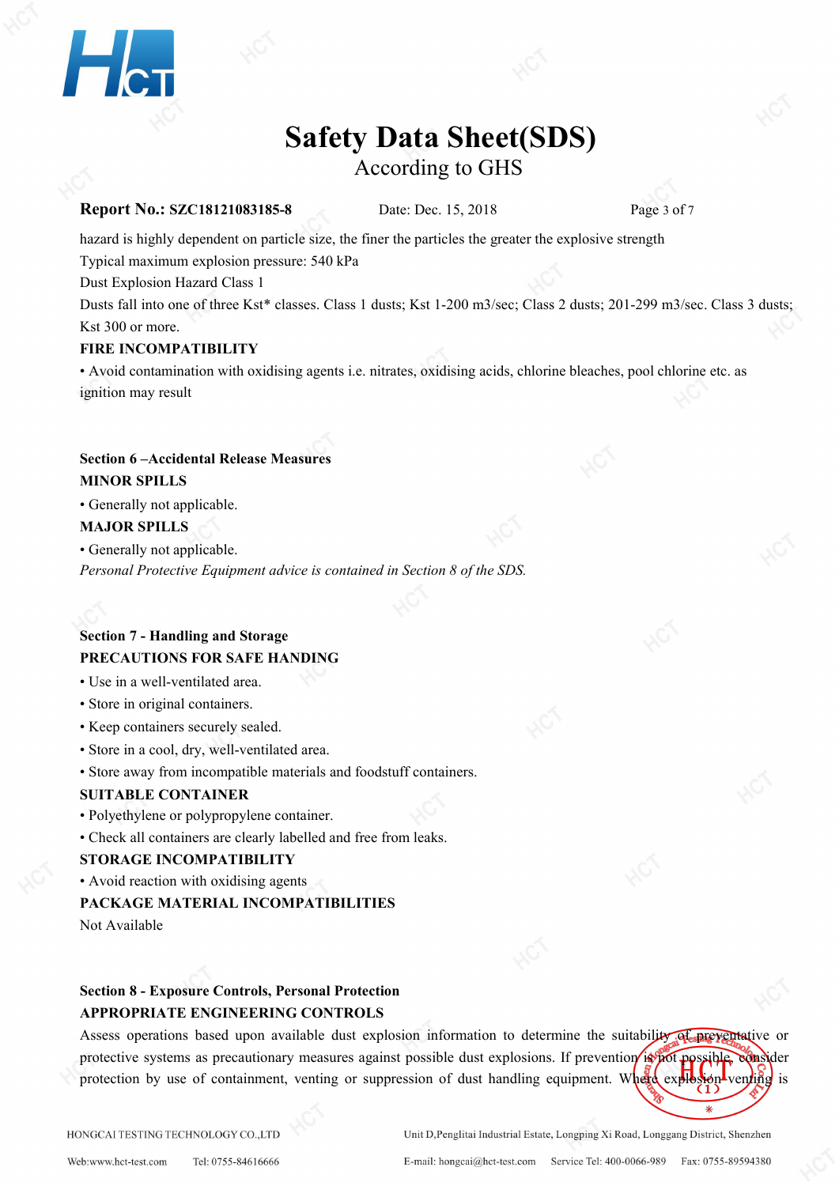hazard is highly dependent on particle size, the finer the particles the greater the explosive strength

Typical maximum explosion pressure: 540 kPa

Dust Explosion Hazard Class 1

Dusts fall into one of three Kst* classes. Class 1 dusts; Kst 1-200 m3/sec; Class 2 dusts; 201-299 m3/sec. Class 3 dusts; Kst 300 or more.

**FIRE INCOMPATIBILITY**

• Avoid contamination with oxidising agents i.e. nitrates, oxidising acids, chlorine bleaches, pool chlorine etc. as ignition may result

## Section 6 –Accidental Release Measures

**MINOR SPILLS**

• Generally not applicable.

**MAJOR SPILLS**

• Generally not applicable.

*Personal Protective Equipment advice is contained in Section 8 of the SDS.*

## Section 7 - Handling and Storage

**PRECAUTIONS FOR SAFE HANDING**

• Use in a well-ventilated area.

• Store in original containers.

• Keep containers securely sealed.

• Store in a cool, dry, well-ventilated area.

• Store away from incompatible materials and foodstuff containers.

**SUITABLE CONTAINER**

• Polyethylene or polypropylene container.

• Check all containers are clearly labelled and free from leaks.

**STORAGE INCOMPATIBILITY**

• Avoid reaction with oxidising agents

**PACKAGE MATERIAL INCOMPATIBILITIES**

Not Available

## Section 8 - Exposure Controls, Personal Protection

**APPROPRIATE ENGINEERING CONTROLS**

Assess operations based upon available dust explosion information to determine the suitability of preventative or protective systems as precautionary measures against possible dust explosions. If prevention is not possible, consider protection by use of containment, venting or suppression of dust handling equipment. Where explosion venting is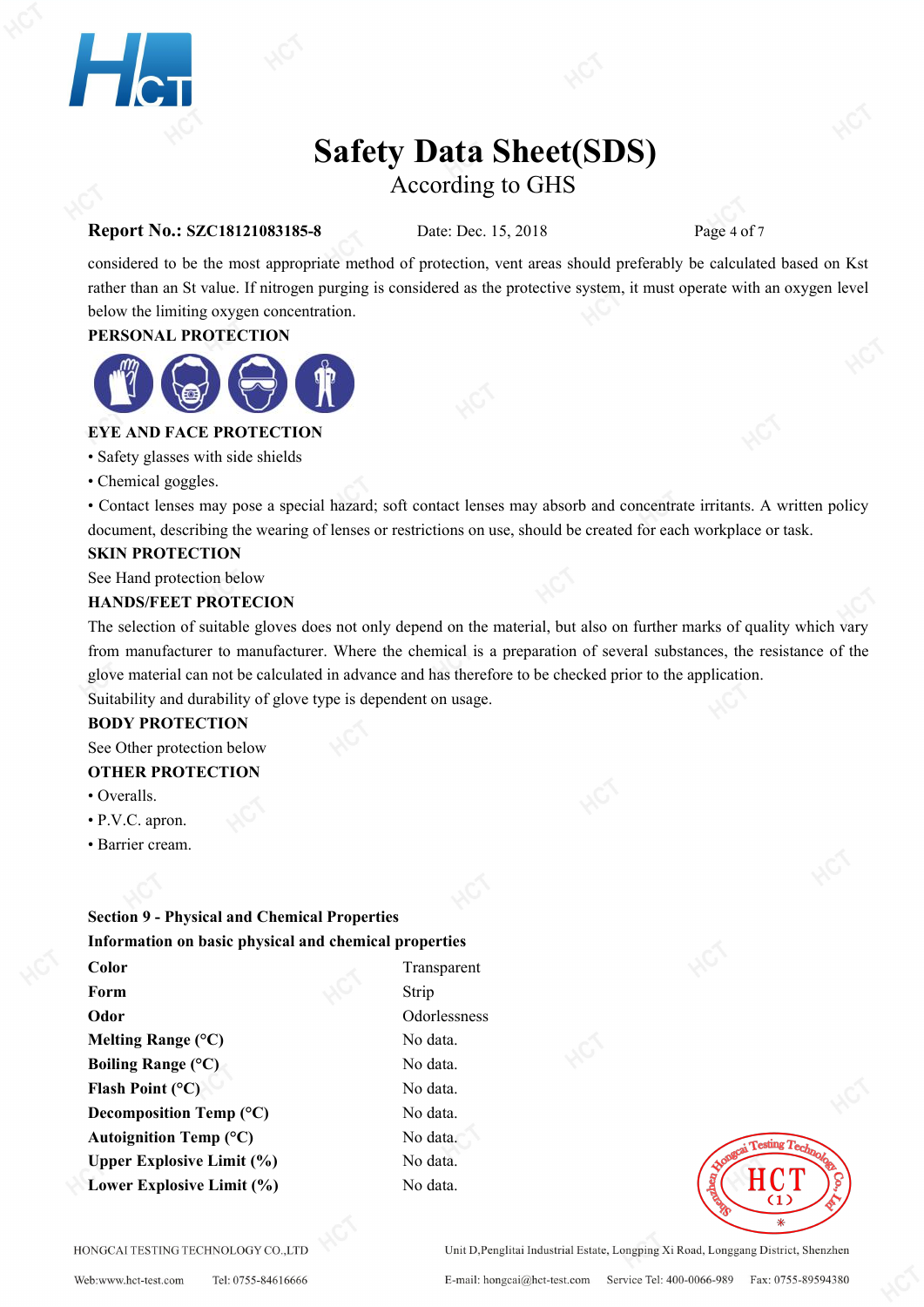considered to be the most appropriate method of protection, vent areas should preferably be calculated based on Kst rather than an St value. If nitrogen purging is considered as the protective system, it must operate with an oxygen level below the limiting oxygen concentration.

**PERSONAL PROTECTION**

**EYE AND FACE PROTECTION**

- Safety glasses with side shields
- Chemical goggles.
- Contact lenses may pose a special hazard; soft contact lenses may absorb and concentrate irritants. A written policy document, describing the wearing of lenses or restrictions on use, should be created for each workplace or task.

**SKIN PROTECTION**

See Hand protection below

**HANDS/FEET PROTECION**

The selection of suitable gloves does not only depend on the material, but also on further marks of quality which vary from manufacturer to manufacturer. Where the chemical is a preparation of several substances, the resistance of the glove material can not be calculated in advance and has therefore to be checked prior to the application.

Suitability and durability of glove type is dependent on usage.

**BODY PROTECTION**

See Other protection below

**OTHER PROTECTION**

- Overalls.
- P.V.C. apron.
- Barrier cream.

## Section 9 - Physical and Chemical Properties

**Information on basic physical and chemical properties**

| | |
|---|---|
| **Color** | Transparent |
| **Form** | Strip |
| **Odor** | Odorlessness |
| **Melting Range (°C)** | No data. |
| **Boiling Range (°C)** | No data. |
| **Flash Point (°C)** | No data. |
| **Decomposition Temp (°C)** | No data. |
| **Autoignition Temp (°C)** | No data. |
| **Upper Explosive Limit (%)** | No data. |
| **Lower Explosive Limit (%)** | No data. |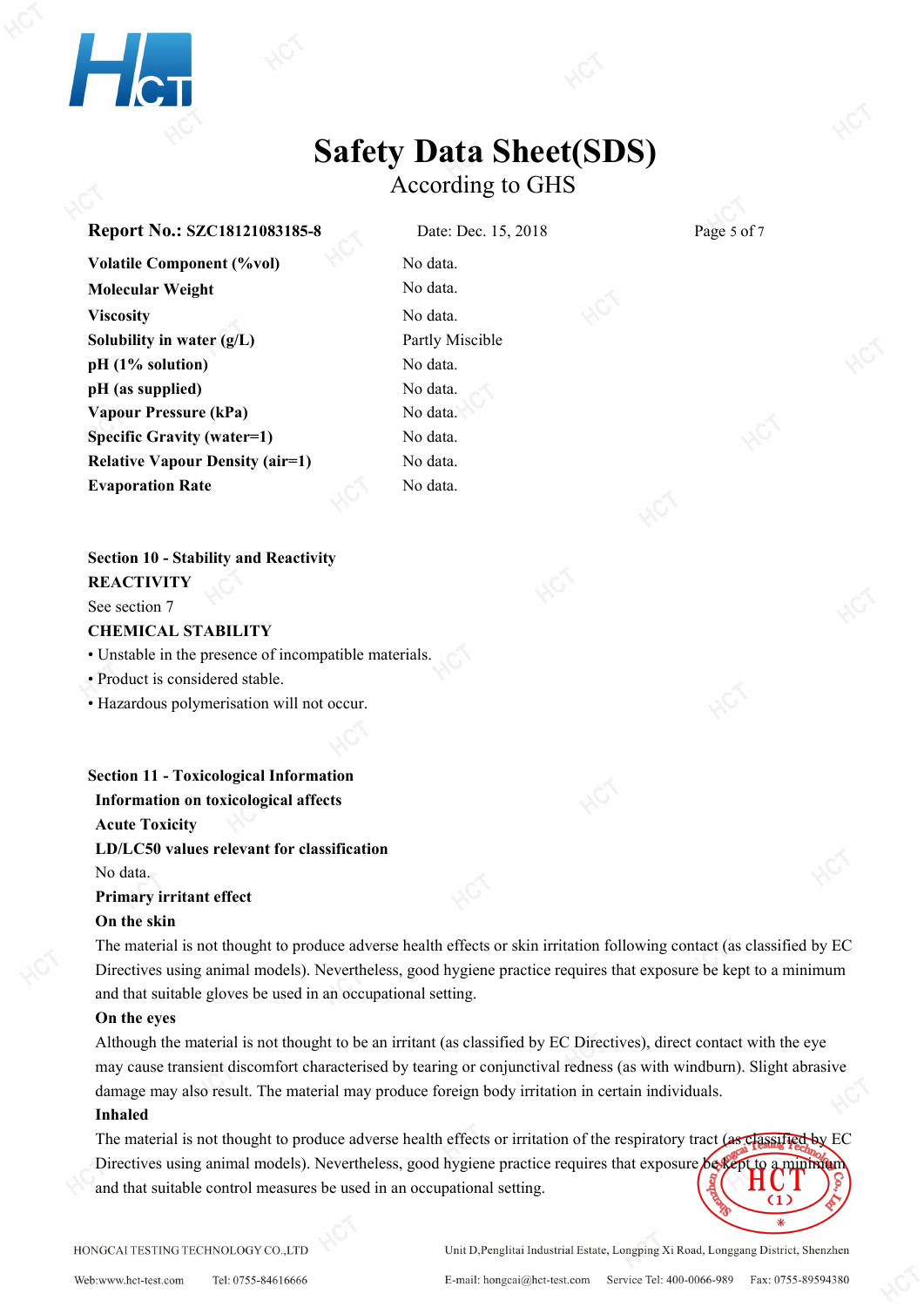| | |
|---|---|
| **Volatile Component (%vol)** | No data. |
| **Molecular Weight** | No data. |
| **Viscosity** | No data. |
| **Solubility in water (g/L)** | Partly Miscible |
| **pH (1% solution)** | No data. |
| **pH (as supplied)** | No data. |
| **Vapour Pressure (kPa)** | No data. |
| **Specific Gravity (water=1)** | No data. |
| **Relative Vapour Density (air=1)** | No data. |
| **Evaporation Rate** | No data. |

## Section 10 - Stability and Reactivity

**REACTIVITY**

See section 7

**CHEMICAL STABILITY**

- Unstable in the presence of incompatible materials.
- Product is considered stable.
- Hazardous polymerisation will not occur.

## Section 11 - Toxicological Information

**Information on toxicological affects**

**Acute Toxicity**

**LD/LC50 values relevant for classification**

No data.

**Primary irritant effect**

**On the skin**

The material is not thought to produce adverse health effects or skin irritation following contact (as classified by EC Directives using animal models). Nevertheless, good hygiene practice requires that exposure be kept to a minimum and that suitable gloves be used in an occupational setting.

**On the eyes**

Although the material is not thought to be an irritant (as classified by EC Directives), direct contact with the eye may cause transient discomfort characterised by tearing or conjunctival redness (as with windburn). Slight abrasive damage may also result. The material may produce foreign body irritation in certain individuals.

**Inhaled**

The material is not thought to produce adverse health effects or irritation of the respiratory tract (as classified by EC Directives using animal models). Nevertheless, good hygiene practice requires that exposure be kept to a minimum and that suitable control measures be used in an occupational setting.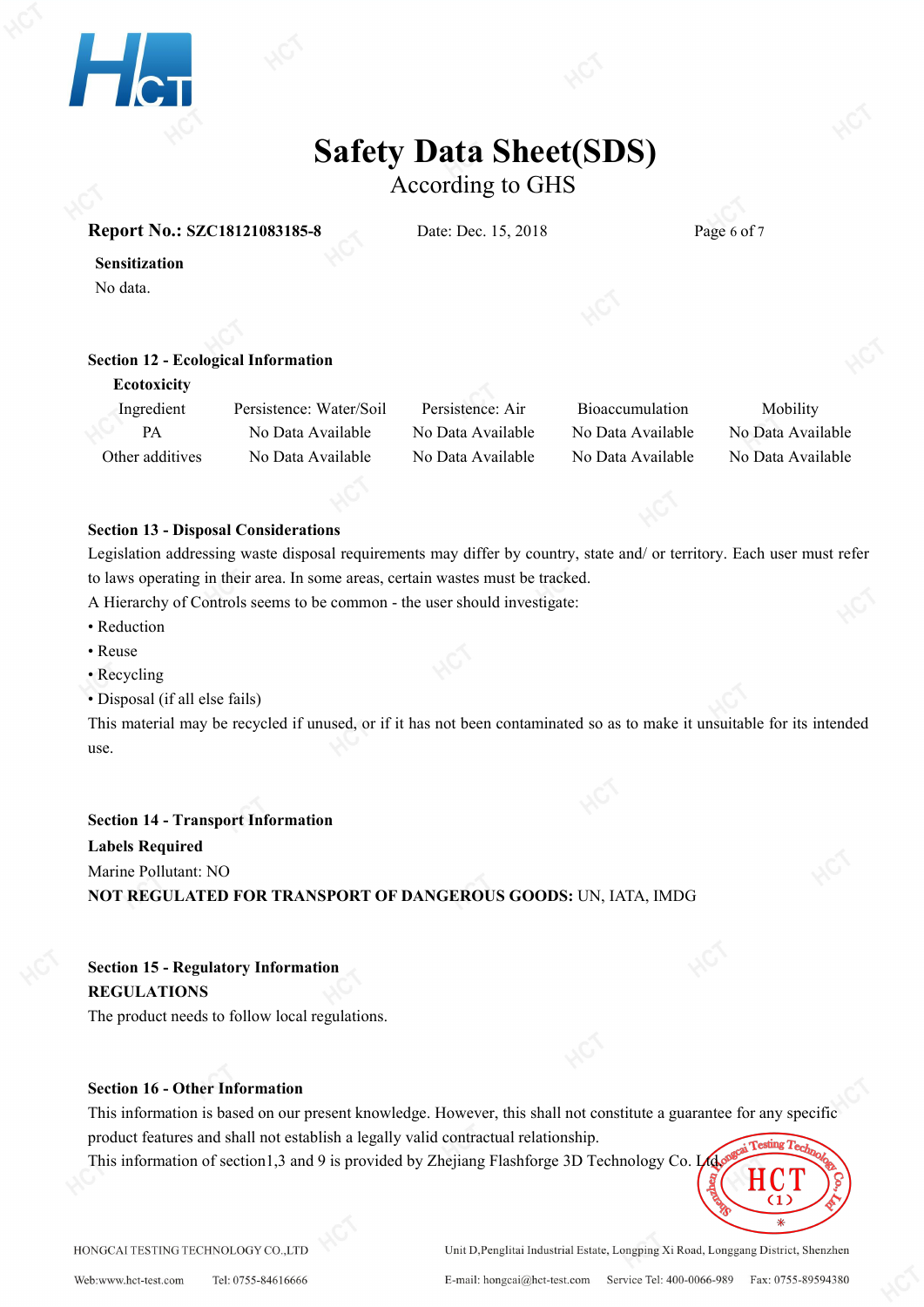**Sensitization**

No data.

## Section 12 - Ecological Information

**Ecotoxicity**

| Ingredient | Persistence: Water/Soil | Persistence: Air | Bioaccumulation | Mobility |
|---|---|---|---|---|
| PA | No Data Available | No Data Available | No Data Available | No Data Available |
| Other additives | No Data Available | No Data Available | No Data Available | No Data Available |

## Section 13 - Disposal Considerations

Legislation addressing waste disposal requirements may differ by country, state and/ or territory. Each user must refer to laws operating in their area. In some areas, certain wastes must be tracked.

A Hierarchy of Controls seems to be common - the user should investigate:

- Reduction
- Reuse
- Recycling
- Disposal (if all else fails)

This material may be recycled if unused, or if it has not been contaminated so as to make it unsuitable for its intended use.

## Section 14 - Transport Information

**Labels Required**

Marine Pollutant: NO

**NOT REGULATED FOR TRANSPORT OF DANGEROUS GOODS:** UN, IATA, IMDG

## Section 15 - Regulatory Information

**REGULATIONS**

The product needs to follow local regulations.

## Section 16 - Other Information

This information is based on our present knowledge. However, this shall not constitute a guarantee for any specific product features and shall not establish a legally valid contractual relationship.

This information of section1,3 and 9 is provided by Zhejiang Flashforge 3D Technology Co. Ltd.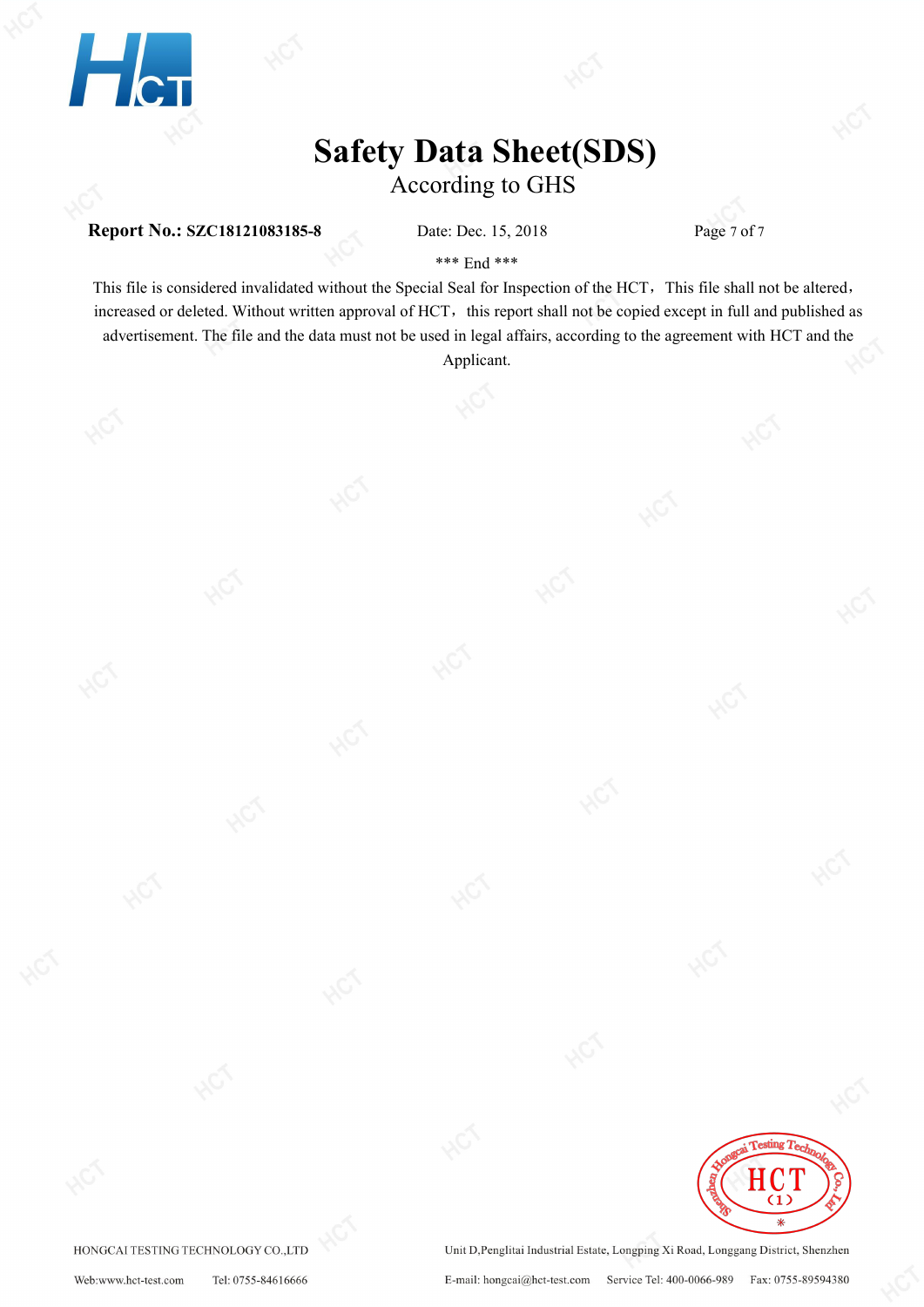*** End ***

This file is considered invalidated without the Special Seal for Inspection of the HCT，This file shall not be altered，increased or deleted. Without written approval of HCT， this report shall not be copied except in full and published as advertisement. The file and the data must not be used in legal affairs, according to the agreement with HCT and the Applicant.